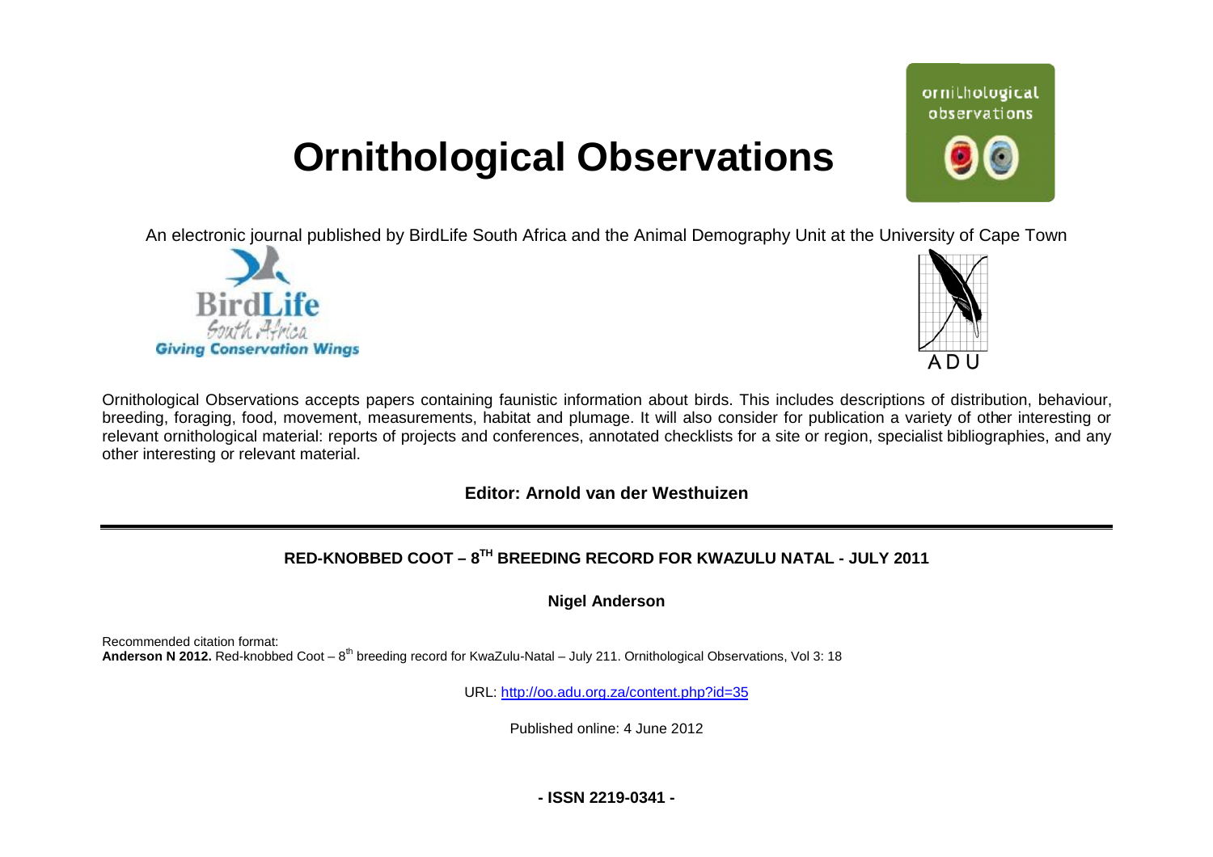# Ornithological Observations

An electronic journal published by BirdLife South Africa and the Animal Demography Unit at the University of Cape Town

Ornithological Observations accepts papers containing faunistic information about birds. This includes descriptions of distribution, behaviour, breeding, foraging, food, movement, measurements, habitat and plumage. It will also consider for publication a variety of other interesting or relevant ornithological material: reports of projects and conferences, annotated checklists for a site or region, specialist bibliographies, and any other interesting or relevant material.

**Editor: Arnold van der Westhuizen**

## RED-KNOBBED COOT – 8TH BREEDING RECORD FOR KWAZULU NATAL - JULY 2011

**Nigel Anderson**

Recommended citation format:
**Anderson N 2012.** Red-knobbed Coot – 8th breeding record for KwaZulu-Natal – July 211. Ornithological Observations, Vol 3: 18

URL: http://oo.adu.org.za/content.php?id=35

Published online: 4 June 2012

**- ISSN 2219-0341 -**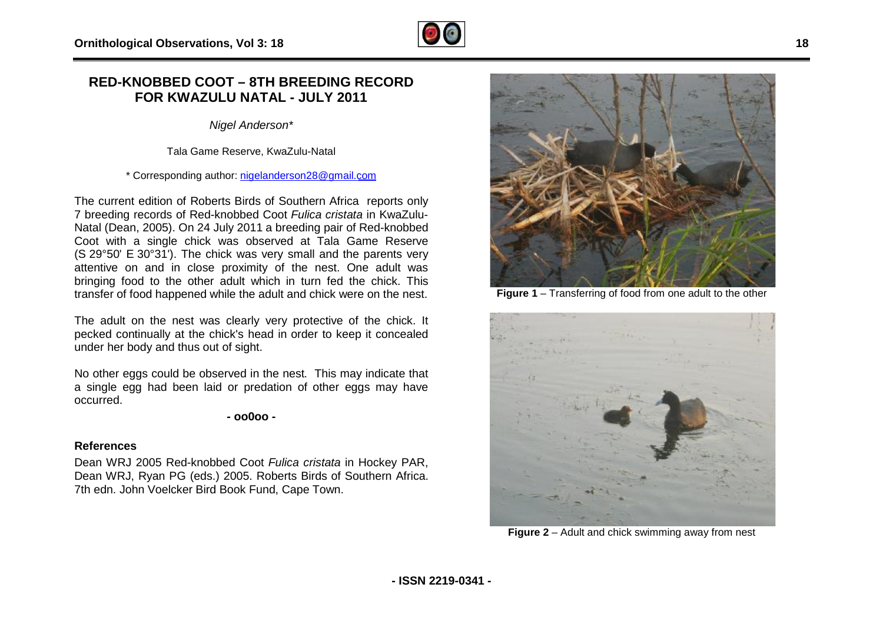# RED-KNOBBED COOT – 8TH BREEDING RECORD FOR KWAZULU NATAL - JULY 2011

*Nigel Anderson**

Tala Game Reserve, KwaZulu-Natal

\* Corresponding author: nigelanderson28@gmail.com

The current edition of Roberts Birds of Southern Africa reports only 7 breeding records of Red-knobbed Coot *Fulica cristata* in KwaZulu-Natal (Dean, 2005). On 24 July 2011 a breeding pair of Red-knobbed Coot with a single chick was observed at Tala Game Reserve (S 29°50' E 30°31'). The chick was very small and the parents very attentive on and in close proximity of the nest. One adult was bringing food to the other adult which in turn fed the chick. This transfer of food happened while the adult and chick were on the nest.

The adult on the nest was clearly very protective of the chick. It pecked continually at the chick's head in order to keep it concealed under her body and thus out of sight.

No other eggs could be observed in the nest. This may indicate that a single egg had been laid or predation of other eggs may have occurred.

**- oo0oo -**

## References

Dean WRJ 2005 Red-knobbed Coot *Fulica cristata* in Hockey PAR, Dean WRJ, Ryan PG (eds.) 2005. Roberts Birds of Southern Africa. 7th edn. John Voelcker Bird Book Fund, Cape Town.

**Figure 1** – Transferring of food from one adult to the other

**Figure 2** – Adult and chick swimming away from nest

**- ISSN 2219-0341 -**